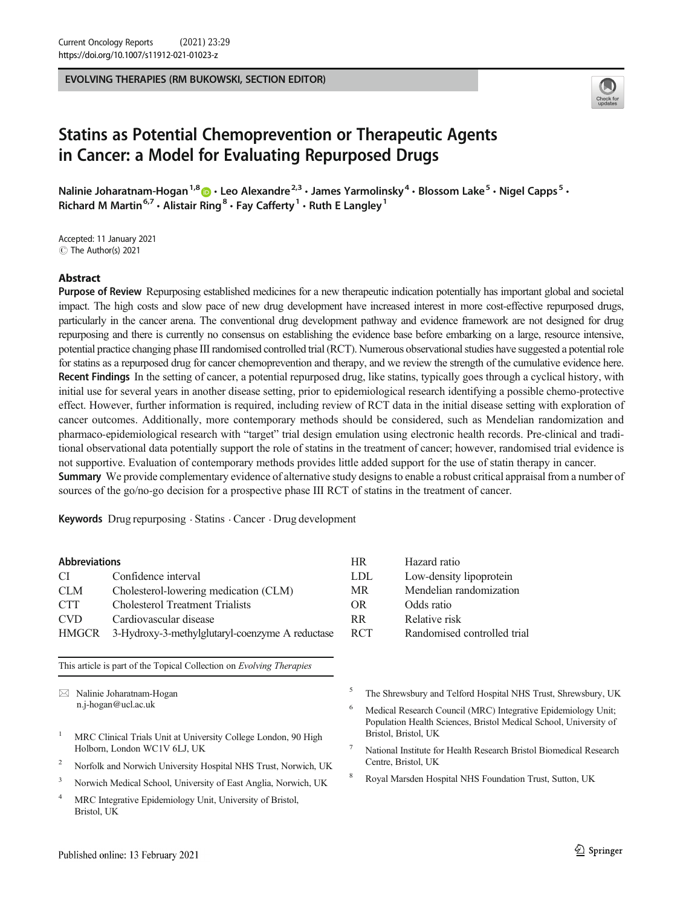EVOLVING THERAPIES (RM BUKOWSKI, SECTION EDITOR)

# Statins as Potential Chemoprevention or Therapeutic Agents in Cancer: a Model for Evaluating Repurposed Drugs

Nalinie Joharatnam-Hogan[1,8] · Leo Alexandre[2,3] · James Yarmolinsky[4] · Blossom Lake[5] · Nigel Capps[5] · Richard M Martin[6,7] · Alistair Ring[8] · Fay Cafferty[1] · Ruth E Langley[1]

Accepted: 11 January 2021
© The Author(s) 2021

## Abstract

**Purpose of Review** Repurposing established medicines for a new therapeutic indication potentially has important global and societal impact. The high costs and slow pace of new drug development have increased interest in more cost-effective repurposed drugs, particularly in the cancer arena. The conventional drug development pathway and evidence framework are not designed for drug repurposing and there is currently no consensus on establishing the evidence base before embarking on a large, resource intensive, potential practice changing phase III randomised controlled trial (RCT). Numerous observational studies have suggested a potential role for statins as a repurposed drug for cancer chemoprevention and therapy, and we review the strength of the cumulative evidence here.

**Recent Findings** In the setting of cancer, a potential repurposed drug, like statins, typically goes through a cyclical history, with initial use for several years in another disease setting, prior to epidemiological research identifying a possible chemo-protective effect. However, further information is required, including review of RCT data in the initial disease setting with exploration of cancer outcomes. Additionally, more contemporary methods should be considered, such as Mendelian randomization and pharmaco-epidemiological research with "target" trial design emulation using electronic health records. Pre-clinical and traditional observational data potentially support the role of statins in the treatment of cancer; however, randomised trial evidence is not supportive. Evaluation of contemporary methods provides little added support for the use of statin therapy in cancer.

**Summary** We provide complementary evidence of alternative study designs to enable a robust critical appraisal from a number of sources of the go/no-go decision for a prospective phase III RCT of statins in the treatment of cancer.

**Keywords** Drug repurposing · Statins · Cancer · Drug development

**Abbreviations**

| | |
|---|---|
| CI | Confidence interval |
| CLM | Cholesterol-lowering medication (CLM) |
| CTT | Cholesterol Treatment Trialists |
| CVD | Cardiovascular disease |
| HMGCR | 3-Hydroxy-3-methylglutaryl-coenzyme A reductase |
| HR | Hazard ratio |
| LDL | Low-density lipoprotein |
| MR | Mendelian randomization |
| OR | Odds ratio |
| RR | Relative risk |
| RCT | Randomised controlled trial |

This article is part of the Topical Collection on *Evolving Therapies*

✉ Nalinie Joharatnam-Hogan
n.j-hogan@ucl.ac.uk

1 MRC Clinical Trials Unit at University College London, 90 High Holborn, London WC1V 6LJ, UK

2 Norfolk and Norwich University Hospital NHS Trust, Norwich, UK

3 Norwich Medical School, University of East Anglia, Norwich, UK

4 MRC Integrative Epidemiology Unit, University of Bristol, Bristol, UK

5 The Shrewsbury and Telford Hospital NHS Trust, Shrewsbury, UK

6 Medical Research Council (MRC) Integrative Epidemiology Unit; Population Health Sciences, Bristol Medical School, University of Bristol, Bristol, UK

7 National Institute for Health Research Bristol Biomedical Research Centre, Bristol, UK

8 Royal Marsden Hospital NHS Foundation Trust, Sutton, UK

Published online: 13 February 2021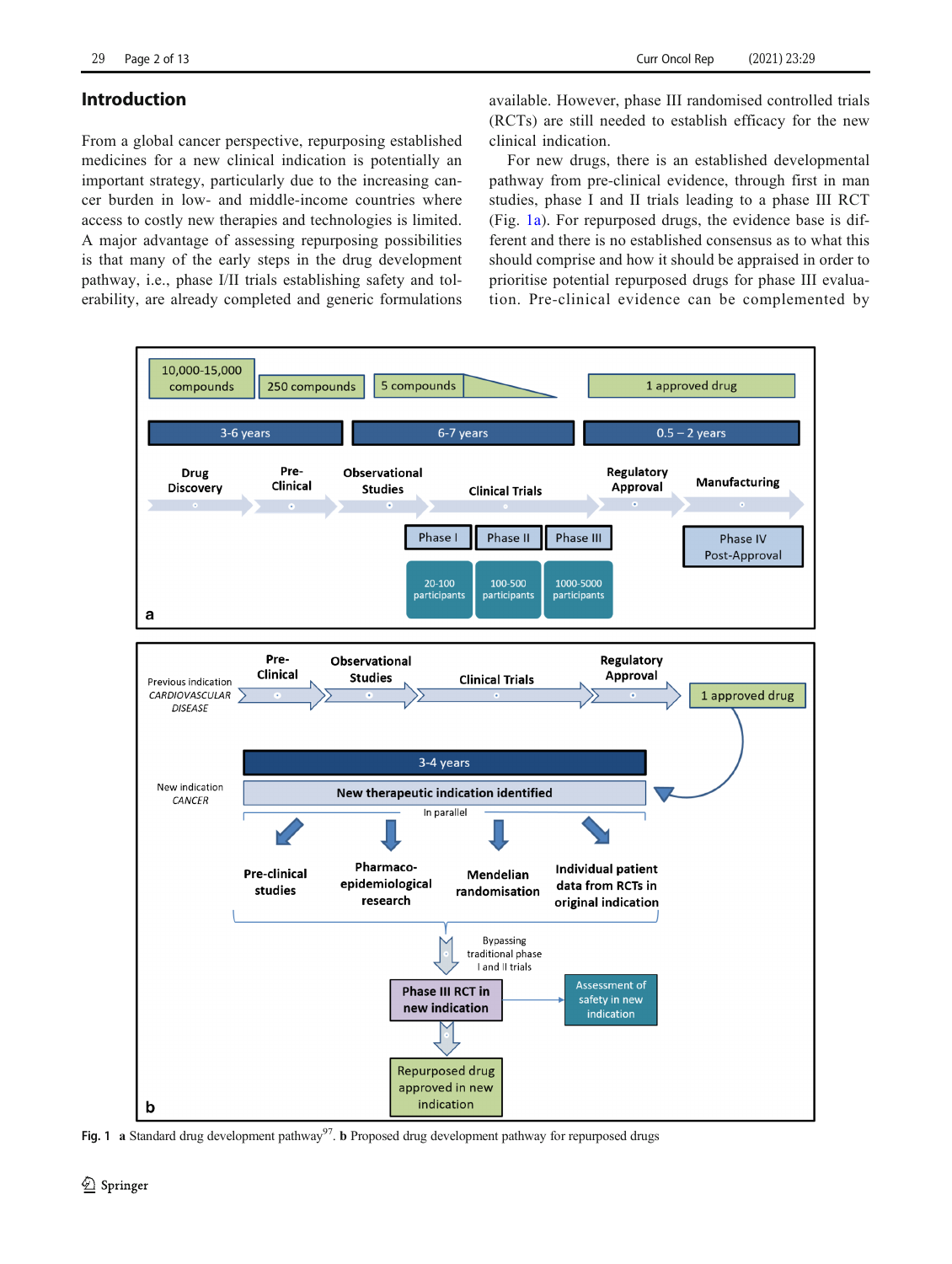## Introduction

From a global cancer perspective, repurposing established medicines for a new clinical indication is potentially an important strategy, particularly due to the increasing cancer burden in low- and middle-income countries where access to costly new therapies and technologies is limited. A major advantage of assessing repurposing possibilities is that many of the early steps in the drug development pathway, i.e., phase I/II trials establishing safety and tolerability, are already completed and generic formulations available. However, phase III randomised controlled trials (RCTs) are still needed to establish efficacy for the new clinical indication.

For new drugs, there is an established developmental pathway from pre-clinical evidence, through first in man studies, phase I and II trials leading to a phase III RCT (Fig. 1a). For repurposed drugs, the evidence base is different and there is no established consensus as to what this should comprise and how it should be appraised in order to prioritise potential repurposed drugs for phase III evaluation. Pre-clinical evidence can be complemented by

Fig. 1 **a** Standard drug development pathway[97]. **b** Proposed drug development pathway for repurposed drugs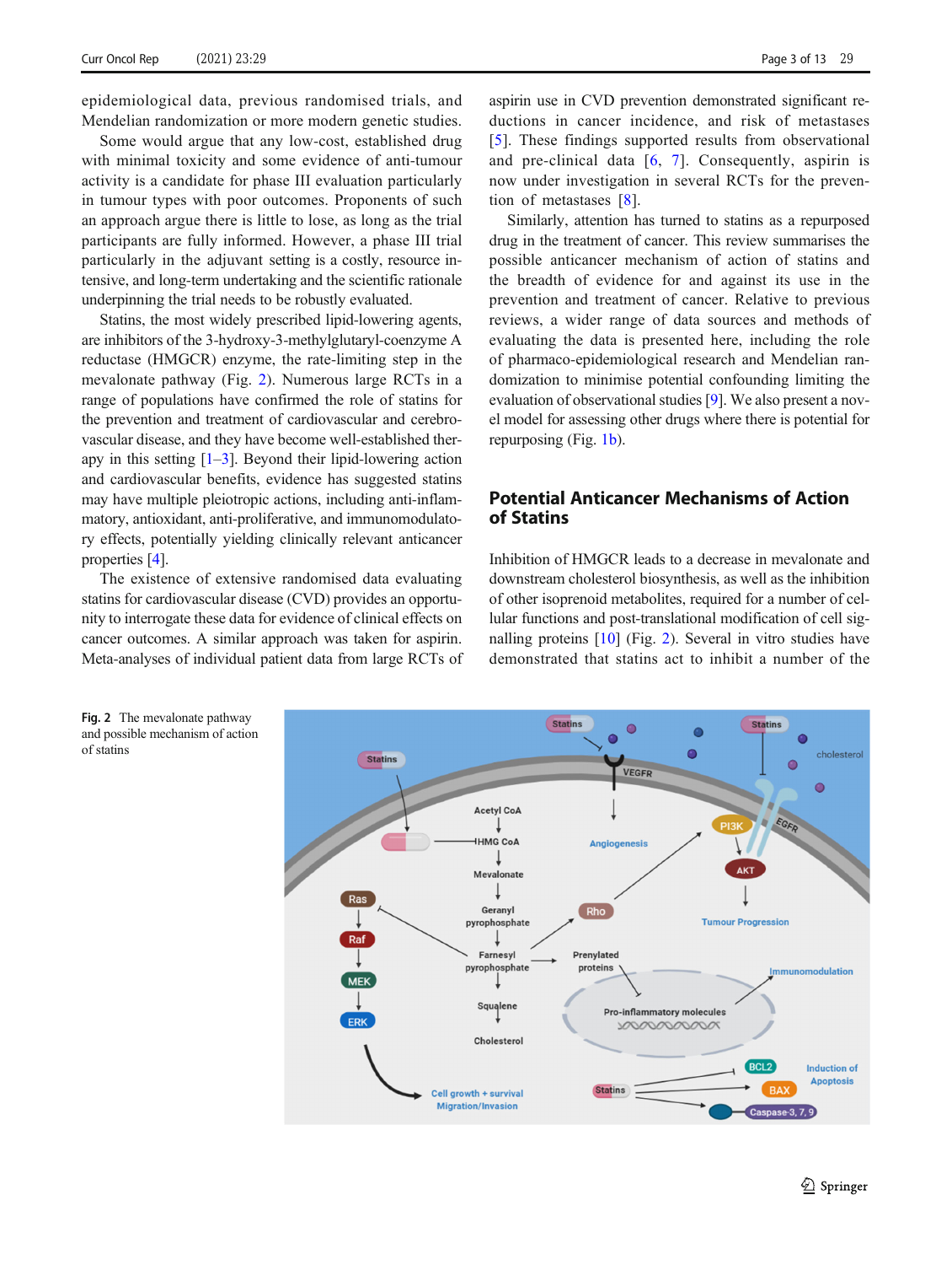epidemiological data, previous randomised trials, and Mendelian randomization or more modern genetic studies.

Some would argue that any low-cost, established drug with minimal toxicity and some evidence of anti-tumour activity is a candidate for phase III evaluation particularly in tumour types with poor outcomes. Proponents of such an approach argue there is little to lose, as long as the trial participants are fully informed. However, a phase III trial particularly in the adjuvant setting is a costly, resource intensive, and long-term undertaking and the scientific rationale underpinning the trial needs to be robustly evaluated.

Statins, the most widely prescribed lipid-lowering agents, are inhibitors of the 3-hydroxy-3-methylglutaryl-coenzyme A reductase (HMGCR) enzyme, the rate-limiting step in the mevalonate pathway (Fig. 2). Numerous large RCTs in a range of populations have confirmed the role of statins for the prevention and treatment of cardiovascular and cerebrovascular disease, and they have become well-established therapy in this setting [1–3]. Beyond their lipid-lowering action and cardiovascular benefits, evidence has suggested statins may have multiple pleiotropic actions, including anti-inflammatory, antioxidant, anti-proliferative, and immunomodulatory effects, potentially yielding clinically relevant anticancer properties [4].

The existence of extensive randomised data evaluating statins for cardiovascular disease (CVD) provides an opportunity to interrogate these data for evidence of clinical effects on cancer outcomes. A similar approach was taken for aspirin. Meta-analyses of individual patient data from large RCTs of aspirin use in CVD prevention demonstrated significant reductions in cancer incidence, and risk of metastases [5]. These findings supported results from observational and pre-clinical data [6, 7]. Consequently, aspirin is now under investigation in several RCTs for the prevention of metastases [8].

Similarly, attention has turned to statins as a repurposed drug in the treatment of cancer. This review summarises the possible anticancer mechanism of action of statins and the breadth of evidence for and against its use in the prevention and treatment of cancer. Relative to previous reviews, a wider range of data sources and methods of evaluating the data is presented here, including the role of pharmaco-epidemiological research and Mendelian randomization to minimise potential confounding limiting the evaluation of observational studies [9]. We also present a novel model for assessing other drugs where there is potential for repurposing (Fig. 1b).

## Potential Anticancer Mechanisms of Action of Statins

Inhibition of HMGCR leads to a decrease in mevalonate and downstream cholesterol biosynthesis, as well as the inhibition of other isoprenoid metabolites, required for a number of cellular functions and post-translational modification of cell signalling proteins [10] (Fig. 2). Several in vitro studies have demonstrated that statins act to inhibit a number of the

**Fig. 2** The mevalonate pathway and possible mechanism of action of statins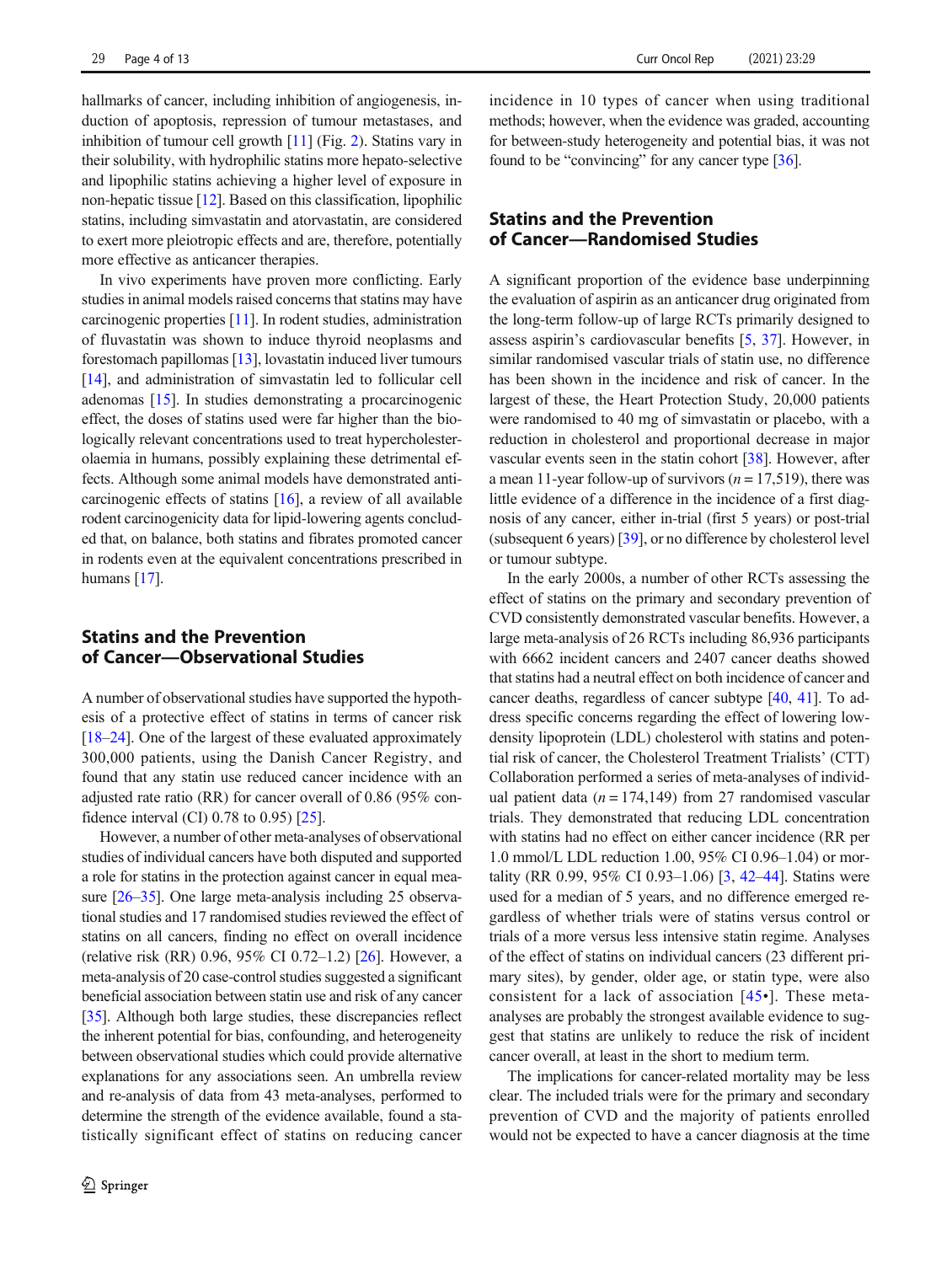hallmarks of cancer, including inhibition of angiogenesis, induction of apoptosis, repression of tumour metastases, and inhibition of tumour cell growth [11] (Fig. 2). Statins vary in their solubility, with hydrophilic statins more hepato-selective and lipophilic statins achieving a higher level of exposure in non-hepatic tissue [12]. Based on this classification, lipophilic statins, including simvastatin and atorvastatin, are considered to exert more pleiotropic effects and are, therefore, potentially more effective as anticancer therapies.

In vivo experiments have proven more conflicting. Early studies in animal models raised concerns that statins may have carcinogenic properties [11]. In rodent studies, administration of fluvastatin was shown to induce thyroid neoplasms and forestomach papillomas [13], lovastatin induced liver tumours [14], and administration of simvastatin led to follicular cell adenomas [15]. In studies demonstrating a procarcinogenic effect, the doses of statins used were far higher than the biologically relevant concentrations used to treat hypercholesterolaemia in humans, possibly explaining these detrimental effects. Although some animal models have demonstrated anticarcinogenic effects of statins [16], a review of all available rodent carcinogenicity data for lipid-lowering agents concluded that, on balance, both statins and fibrates promoted cancer in rodents even at the equivalent concentrations prescribed in humans [17].

## Statins and the Prevention of Cancer—Observational Studies

A number of observational studies have supported the hypothesis of a protective effect of statins in terms of cancer risk [18–24]. One of the largest of these evaluated approximately 300,000 patients, using the Danish Cancer Registry, and found that any statin use reduced cancer incidence with an adjusted rate ratio (RR) for cancer overall of 0.86 (95% confidence interval (CI) 0.78 to 0.95) [25].

However, a number of other meta-analyses of observational studies of individual cancers have both disputed and supported a role for statins in the protection against cancer in equal measure [26–35]. One large meta-analysis including 25 observational studies and 17 randomised studies reviewed the effect of statins on all cancers, finding no effect on overall incidence (relative risk (RR) 0.96, 95% CI 0.72–1.2) [26]. However, a meta-analysis of 20 case-control studies suggested a significant beneficial association between statin use and risk of any cancer [35]. Although both large studies, these discrepancies reflect the inherent potential for bias, confounding, and heterogeneity between observational studies which could provide alternative explanations for any associations seen. An umbrella review and re-analysis of data from 43 meta-analyses, performed to determine the strength of the evidence available, found a statistically significant effect of statins on reducing cancer incidence in 10 types of cancer when using traditional methods; however, when the evidence was graded, accounting for between-study heterogeneity and potential bias, it was not found to be "convincing" for any cancer type [36].

## Statins and the Prevention of Cancer—Randomised Studies

A significant proportion of the evidence base underpinning the evaluation of aspirin as an anticancer drug originated from the long-term follow-up of large RCTs primarily designed to assess aspirin's cardiovascular benefits [5, 37]. However, in similar randomised vascular trials of statin use, no difference has been shown in the incidence and risk of cancer. In the largest of these, the Heart Protection Study, 20,000 patients were randomised to 40 mg of simvastatin or placebo, with a reduction in cholesterol and proportional decrease in major vascular events seen in the statin cohort [38]. However, after a mean 11-year follow-up of survivors ($n = 17{,}519$), there was little evidence of a difference in the incidence of a first diagnosis of any cancer, either in-trial (first 5 years) or post-trial (subsequent 6 years) [39], or no difference by cholesterol level or tumour subtype.

In the early 2000s, a number of other RCTs assessing the effect of statins on the primary and secondary prevention of CVD consistently demonstrated vascular benefits. However, a large meta-analysis of 26 RCTs including 86,936 participants with 6662 incident cancers and 2407 cancer deaths showed that statins had a neutral effect on both incidence of cancer and cancer deaths, regardless of cancer subtype [40, 41]. To address specific concerns regarding the effect of lowering low-density lipoprotein (LDL) cholesterol with statins and potential risk of cancer, the Cholesterol Treatment Trialists' (CTT) Collaboration performed a series of meta-analyses of individual patient data ($n = 174{,}149$) from 27 randomised vascular trials. They demonstrated that reducing LDL concentration with statins had no effect on either cancer incidence (RR per 1.0 mmol/L LDL reduction 1.00, 95% CI 0.96–1.04) or mortality (RR 0.99, 95% CI 0.93–1.06) [3, 42–44]. Statins were used for a median of 5 years, and no difference emerged regardless of whether trials were of statins versus control or trials of a more versus less intensive statin regime. Analyses of the effect of statins on individual cancers (23 different primary sites), by gender, older age, or statin type, were also consistent for a lack of association [45•]. These meta-analyses are probably the strongest available evidence to suggest that statins are unlikely to reduce the risk of incident cancer overall, at least in the short to medium term.

The implications for cancer-related mortality may be less clear. The included trials were for the primary and secondary prevention of CVD and the majority of patients enrolled would not be expected to have a cancer diagnosis at the time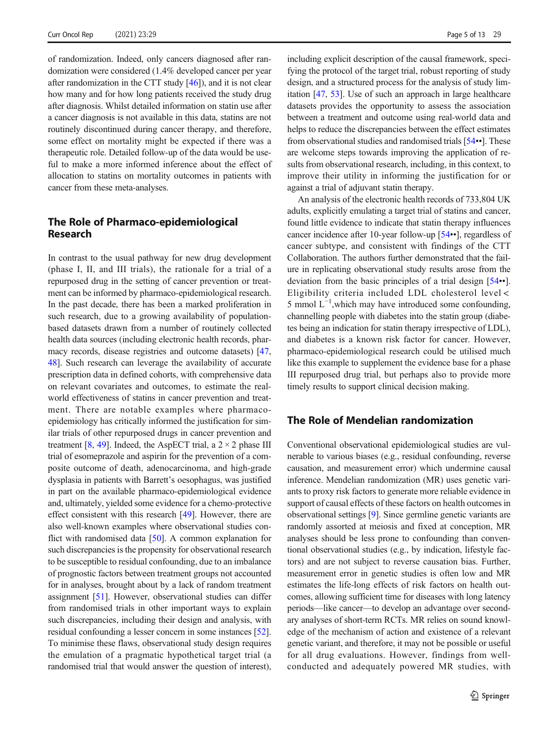of randomization. Indeed, only cancers diagnosed after randomization were considered (1.4% developed cancer per year after randomization in the CTT study [46]), and it is not clear how many and for how long patients received the study drug after diagnosis. Whilst detailed information on statin use after a cancer diagnosis is not available in this data, statins are not routinely discontinued during cancer therapy, and therefore, some effect on mortality might be expected if there was a therapeutic role. Detailed follow-up of the data would be useful to make a more informed inference about the effect of allocation to statins on mortality outcomes in patients with cancer from these meta-analyses.

## The Role of Pharmaco-epidemiological Research

In contrast to the usual pathway for new drug development (phase I, II, and III trials), the rationale for a trial of a repurposed drug in the setting of cancer prevention or treatment can be informed by pharmaco-epidemiological research. In the past decade, there has been a marked proliferation in such research, due to a growing availability of population-based datasets drawn from a number of routinely collected health data sources (including electronic health records, pharmacy records, disease registries and outcome datasets) [47, 48]. Such research can leverage the availability of accurate prescription data in defined cohorts, with comprehensive data on relevant covariates and outcomes, to estimate the real-world effectiveness of statins in cancer prevention and treatment. There are notable examples where pharmaco-epidemiology has critically informed the justification for similar trials of other repurposed drugs in cancer prevention and treatment [8, 49]. Indeed, the AspECT trial, a 2 × 2 phase III trial of esomeprazole and aspirin for the prevention of a composite outcome of death, adenocarcinoma, and high-grade dysplasia in patients with Barrett's oesophagus, was justified in part on the available pharmaco-epidemiological evidence and, ultimately, yielded some evidence for a chemo-protective effect consistent with this research [49]. However, there are also well-known examples where observational studies conflict with randomised data [50]. A common explanation for such discrepancies is the propensity for observational research to be susceptible to residual confounding, due to an imbalance of prognostic factors between treatment groups not accounted for in analyses, brought about by a lack of random treatment assignment [51]. However, observational studies can differ from randomised trials in other important ways to explain such discrepancies, including their design and analysis, with residual confounding a lesser concern in some instances [52]. To minimise these flaws, observational study design requires the emulation of a pragmatic hypothetical target trial (a randomised trial that would answer the question of interest), including explicit description of the causal framework, specifying the protocol of the target trial, robust reporting of study design, and a structured process for the analysis of study limitation [47, 53]. Use of such an approach in large healthcare datasets provides the opportunity to assess the association between a treatment and outcome using real-world data and helps to reduce the discrepancies between the effect estimates from observational studies and randomised trials [54••]. These are welcome steps towards improving the application of results from observational research, including, in this context, to improve their utility in informing the justification for or against a trial of adjuvant statin therapy.

An analysis of the electronic health records of 733,804 UK adults, explicitly emulating a target trial of statins and cancer, found little evidence to indicate that statin therapy influences cancer incidence after 10-year follow-up [54••], regardless of cancer subtype, and consistent with findings of the CTT Collaboration. The authors further demonstrated that the failure in replicating observational study results arose from the deviation from the basic principles of a trial design [54••]. Eligibility criteria included LDL cholesterol level < 5 mmol $L^{-1}$,which may have introduced some confounding, channelling people with diabetes into the statin group (diabetes being an indication for statin therapy irrespective of LDL), and diabetes is a known risk factor for cancer. However, pharmaco-epidemiological research could be utilised much like this example to supplement the evidence base for a phase III repurposed drug trial, but perhaps also to provide more timely results to support clinical decision making.

## The Role of Mendelian randomization

Conventional observational epidemiological studies are vulnerable to various biases (e.g., residual confounding, reverse causation, and measurement error) which undermine causal inference. Mendelian randomization (MR) uses genetic variants to proxy risk factors to generate more reliable evidence in support of causal effects of these factors on health outcomes in observational settings [9]. Since germline genetic variants are randomly assorted at meiosis and fixed at conception, MR analyses should be less prone to confounding than conventional observational studies (e.g., by indication, lifestyle factors) and are not subject to reverse causation bias. Further, measurement error in genetic studies is often low and MR estimates the life-long effects of risk factors on health outcomes, allowing sufficient time for diseases with long latency periods—like cancer—to develop an advantage over secondary analyses of short-term RCTs. MR relies on sound knowledge of the mechanism of action and existence of a relevant genetic variant, and therefore, it may not be possible or useful for all drug evaluations. However, findings from well-conducted and adequately powered MR studies, with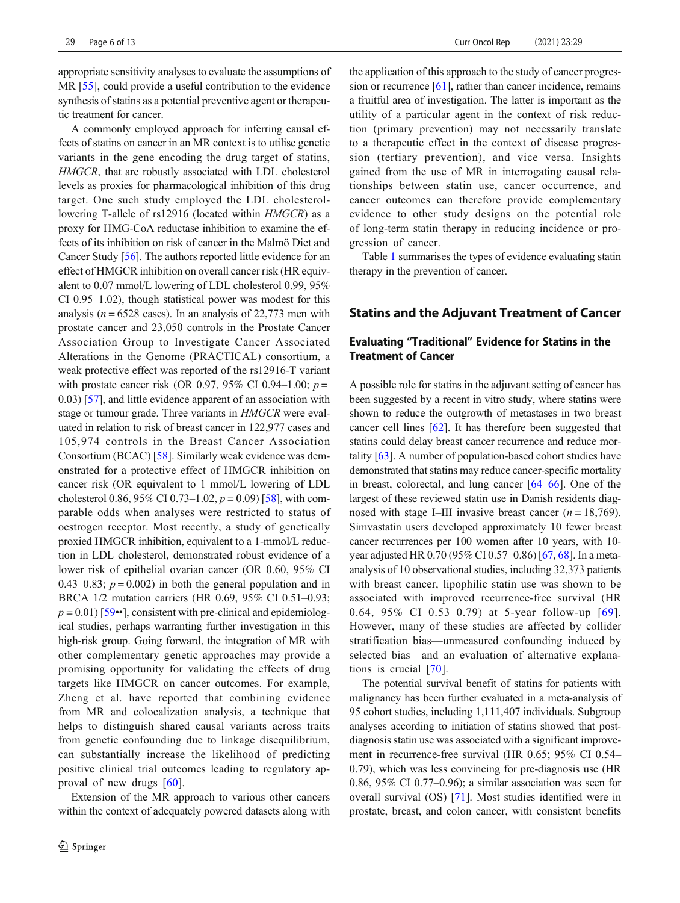appropriate sensitivity analyses to evaluate the assumptions of MR [55], could provide a useful contribution to the evidence synthesis of statins as a potential preventive agent or therapeutic treatment for cancer.

A commonly employed approach for inferring causal effects of statins on cancer in an MR context is to utilise genetic variants in the gene encoding the drug target of statins, *HMGCR*, that are robustly associated with LDL cholesterol levels as proxies for pharmacological inhibition of this drug target. One such study employed the LDL cholesterol-lowering T-allele of rs12916 (located within *HMGCR*) as a proxy for HMG-CoA reductase inhibition to examine the effects of its inhibition on risk of cancer in the Malmö Diet and Cancer Study [56]. The authors reported little evidence for an effect of HMGCR inhibition on overall cancer risk (HR equivalent to 0.07 mmol/L lowering of LDL cholesterol 0.99, 95% CI 0.95–1.02), though statistical power was modest for this analysis ($n = 6528$ cases). In an analysis of 22,773 men with prostate cancer and 23,050 controls in the Prostate Cancer Association Group to Investigate Cancer Associated Alterations in the Genome (PRACTICAL) consortium, a weak protective effect was reported of the rs12916-T variant with prostate cancer risk (OR 0.97, 95% CI 0.94–1.00; $p = 0.03$) [57], and little evidence apparent of an association with stage or tumour grade. Three variants in *HMGCR* were evaluated in relation to risk of breast cancer in 122,977 cases and 105,974 controls in the Breast Cancer Association Consortium (BCAC) [58]. Similarly weak evidence was demonstrated for a protective effect of HMGCR inhibition on cancer risk (OR equivalent to 1 mmol/L lowering of LDL cholesterol 0.86, 95% CI 0.73–1.02, $p = 0.09$) [58], with comparable odds when analyses were restricted to status of oestrogen receptor. Most recently, a study of genetically proxied HMGCR inhibition, equivalent to a 1-mmol/L reduction in LDL cholesterol, demonstrated robust evidence of a lower risk of epithelial ovarian cancer (OR 0.60, 95% CI 0.43–0.83; $p = 0.002$) in both the general population and in BRCA 1/2 mutation carriers (HR 0.69, 95% CI 0.51–0.93; $p = 0.01$) [59••], consistent with pre-clinical and epidemiological studies, perhaps warranting further investigation in this high-risk group. Going forward, the integration of MR with other complementary genetic approaches may provide a promising opportunity for validating the effects of drug targets like HMGCR on cancer outcomes. For example, Zheng et al. have reported that combining evidence from MR and colocalization analysis, a technique that helps to distinguish shared causal variants across traits from genetic confounding due to linkage disequilibrium, can substantially increase the likelihood of predicting positive clinical trial outcomes leading to regulatory approval of new drugs [60].

Extension of the MR approach to various other cancers within the context of adequately powered datasets along with the application of this approach to the study of cancer progression or recurrence [61], rather than cancer incidence, remains a fruitful area of investigation. The latter is important as the utility of a particular agent in the context of risk reduction (primary prevention) may not necessarily translate to a therapeutic effect in the context of disease progression (tertiary prevention), and vice versa. Insights gained from the use of MR in interrogating causal relationships between statin use, cancer occurrence, and cancer outcomes can therefore provide complementary evidence to other study designs on the potential role of long-term statin therapy in reducing incidence or progression of cancer.

Table 1 summarises the types of evidence evaluating statin therapy in the prevention of cancer.

## Statins and the Adjuvant Treatment of Cancer

### Evaluating "Traditional" Evidence for Statins in the Treatment of Cancer

A possible role for statins in the adjuvant setting of cancer has been suggested by a recent in vitro study, where statins were shown to reduce the outgrowth of metastases in two breast cancer cell lines [62]. It has therefore been suggested that statins could delay breast cancer recurrence and reduce mortality [63]. A number of population-based cohort studies have demonstrated that statins may reduce cancer-specific mortality in breast, colorectal, and lung cancer [64–66]. One of the largest of these reviewed statin use in Danish residents diagnosed with stage I–III invasive breast cancer ($n = 18,769$). Simvastatin users developed approximately 10 fewer breast cancer recurrences per 100 women after 10 years, with 10-year adjusted HR 0.70 (95% CI 0.57–0.86) [67, 68]. In a meta-analysis of 10 observational studies, including 32,373 patients with breast cancer, lipophilic statin use was shown to be associated with improved recurrence-free survival (HR 0.64, 95% CI 0.53–0.79) at 5-year follow-up [69]. However, many of these studies are affected by collider stratification bias—unmeasured confounding induced by selected bias—and an evaluation of alternative explanations is crucial [70].

The potential survival benefit of statins for patients with malignancy has been further evaluated in a meta-analysis of 95 cohort studies, including 1,111,407 individuals. Subgroup analyses according to initiation of statins showed that post-diagnosis statin use was associated with a significant improvement in recurrence-free survival (HR 0.65; 95% CI 0.54–0.79), which was less convincing for pre-diagnosis use (HR 0.86, 95% CI 0.77–0.96); a similar association was seen for overall survival (OS) [71]. Most studies identified were in prostate, breast, and colon cancer, with consistent benefits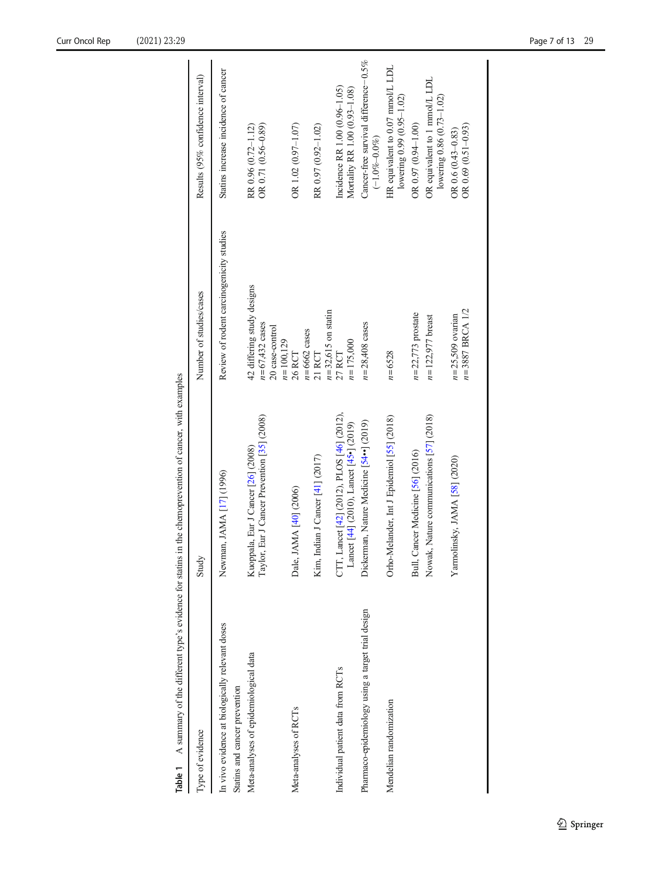**Table 1** A summary of the different type's evidence for statins in the chemoprevention of cancer, with examples

| Type of evidence | Study | Number of studies/cases | Results (95% confidence interval) |
|---|---|---|---|
| In vivo evidence at biologically relevant doses | Newman, JAMA [17] (1996) | Review of rodent carcinogenicity studies | Statins increase incidence of cancer |
| Statins and cancer prevention | | | |
| Meta-analyses of epidemiological data | Kuoppala, Eur J Cancer [26] (2008)<br>Taylor, Eur J Cancer Prevention [35] (2008) | 42 differing study designs<br>$n=67,432$ cases<br>20 case-control<br>$n=100,129$ | RR 0.96 (0.72–1.12)<br>OR 0.71 (0.56–0.89) |
| Meta-analyses of RCTs | Dale, JAMA [40] (2006) | 26 RCT<br>$n=6662$ cases | OR 1.02 (0.97–1.07) |
| | Kim, Indian J Cancer [41] (2017) | 21 RCT<br>$n=32,615$ on statin | RR 0.97 (0.92–1.02) |
| Individual patient data from RCTs | CTT, Lancet [42] (2012), PLOS [46] (2012), Lancet [44] (2010), Lancet [45•] (2019) | 27 RCT<br>$n=175,000$ | Incidence RR 1.00 (0.96–1.05)<br>Mortality RR 1.00 (0.93–1.08) |
| Pharmaco-epidemiology using a target trial design | Dickerman, Nature Medicine [54••] (2019) | $n=28,408$ cases | Cancer-free survival difference −0.5% (−1.0%–0.0%) |
| Mendelian randomization | Orho-Melander, Int J Epidemiol [55] (2018) | $n=6528$ | HR equivalent to 0.07 mmol/L LDL lowering 0.99 (0.95–1.02) |
| | Bull, Cancer Medicine [56] (2016) | $n=22,773$ prostate | OR 0.97 (0.94–1.00) |
| | Nowak, Nature communications [57] (2018) | $n=122,977$ breast | OR equivalent to 1 mmol/L LDL lowering 0.86 (0.73–1.02) |
| | Yarmolinsky, JAMA [58] (2020) | $n=25,509$ ovarian<br>$n=3887$ BRCA 1/2 | OR 0.6 (0.43–0.83)<br>OR 0.69 (0.51–0.93) |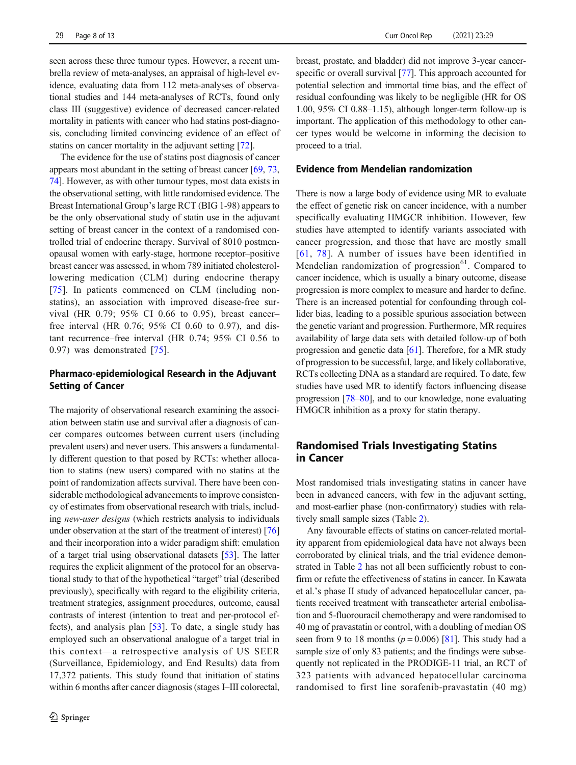seen across these three tumour types. However, a recent umbrella review of meta-analyses, an appraisal of high-level evidence, evaluating data from 112 meta-analyses of observational studies and 144 meta-analyses of RCTs, found only class III (suggestive) evidence of decreased cancer-related mortality in patients with cancer who had statins post-diagnosis, concluding limited convincing evidence of an effect of statins on cancer mortality in the adjuvant setting [72].

The evidence for the use of statins post diagnosis of cancer appears most abundant in the setting of breast cancer [69, 73, 74]. However, as with other tumour types, most data exists in the observational setting, with little randomised evidence. The Breast International Group's large RCT (BIG 1-98) appears to be the only observational study of statin use in the adjuvant setting of breast cancer in the context of a randomised controlled trial of endocrine therapy. Survival of 8010 postmenopausal women with early-stage, hormone receptor–positive breast cancer was assessed, in whom 789 initiated cholesterol-lowering medication (CLM) during endocrine therapy [75]. In patients commenced on CLM (including non-statins), an association with improved disease-free survival (HR 0.79; 95% CI 0.66 to 0.95), breast cancer–free interval (HR 0.76; 95% CI 0.60 to 0.97), and distant recurrence–free interval (HR 0.74; 95% CI 0.56 to 0.97) was demonstrated [75].

### Pharmaco-epidemiological Research in the Adjuvant Setting of Cancer

The majority of observational research examining the association between statin use and survival after a diagnosis of cancer compares outcomes between current users (including prevalent users) and never users. This answers a fundamentally different question to that posed by RCTs: whether allocation to statins (new users) compared with no statins at the point of randomization affects survival. There have been considerable methodological advancements to improve consistency of estimates from observational research with trials, including *new-user designs* (which restricts analysis to individuals under observation at the start of the treatment of interest) [76] and their incorporation into a wider paradigm shift: emulation of a target trial using observational datasets [53]. The latter requires the explicit alignment of the protocol for an observational study to that of the hypothetical "target" trial (described previously), specifically with regard to the eligibility criteria, treatment strategies, assignment procedures, outcome, causal contrasts of interest (intention to treat and per-protocol effects), and analysis plan [53]. To date, a single study has employed such an observational analogue of a target trial in this context—a retrospective analysis of US SEER (Surveillance, Epidemiology, and End Results) data from 17,372 patients. This study found that initiation of statins within 6 months after cancer diagnosis (stages I–III colorectal, breast, prostate, and bladder) did not improve 3-year cancer-specific or overall survival [77]. This approach accounted for potential selection and immortal time bias, and the effect of residual confounding was likely to be negligible (HR for OS 1.00, 95% CI 0.88–1.15), although longer-term follow-up is important. The application of this methodology to other cancer types would be welcome in informing the decision to proceed to a trial.

### Evidence from Mendelian randomization

There is now a large body of evidence using MR to evaluate the effect of genetic risk on cancer incidence, with a number specifically evaluating HMGCR inhibition. However, few studies have attempted to identify variants associated with cancer progression, and those that have are mostly small [61, 78]. A number of issues have been identified in Mendelian randomization of progression[61]. Compared to cancer incidence, which is usually a binary outcome, disease progression is more complex to measure and harder to define. There is an increased potential for confounding through collider bias, leading to a possible spurious association between the genetic variant and progression. Furthermore, MR requires availability of large data sets with detailed follow-up of both progression and genetic data [61]. Therefore, for a MR study of progression to be successful, large, and likely collaborative, RCTs collecting DNA as a standard are required. To date, few studies have used MR to identify factors influencing disease progression [78–80], and to our knowledge, none evaluating HMGCR inhibition as a proxy for statin therapy.

## Randomised Trials Investigating Statins in Cancer

Most randomised trials investigating statins in cancer have been in advanced cancers, with few in the adjuvant setting, and most-earlier phase (non-confirmatory) studies with relatively small sample sizes (Table 2).

Any favourable effects of statins on cancer-related mortality apparent from epidemiological data have not always been corroborated by clinical trials, and the trial evidence demonstrated in Table 2 has not all been sufficiently robust to confirm or refute the effectiveness of statins in cancer. In Kawata et al.'s phase II study of advanced hepatocellular cancer, patients received treatment with transcatheter arterial embolisation and 5-fluorouracil chemotherapy and were randomised to 40 mg of pravastatin or control, with a doubling of median OS seen from 9 to 18 months ($p = 0.006$) [81]. This study had a sample size of only 83 patients; and the findings were subsequently not replicated in the PRODIGE-11 trial, an RCT of 323 patients with advanced hepatocellular carcinoma randomised to first line sorafenib-pravastatin (40 mg)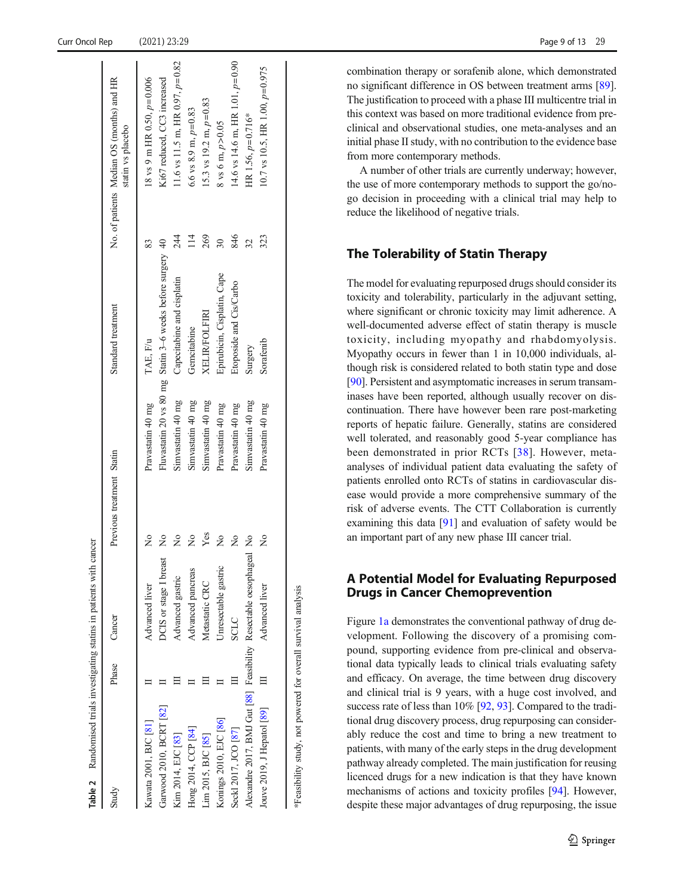**Table 2** Randomised trials investigating statins in patients with cancer

| Study | Phase | Cancer | Previous treatment | Statin | Standard treatment | No. of patients | Median OS (months) and HR statin vs placebo |
|---|---|---|---|---|---|---|---|
| Kawata 2001, BJC [81] | II | Advanced liver | No | Pravastatin 40 mg | TAE, F/u | 83 | 18 vs 9 m HR 0.50, $p$=0.006 |
| Garwood 2010, BCRT [82] | II | DCIS or stage I breast | No | Fluvastatin 20 vs 80 mg | Statin 3–6 weeks before surgery | 40 | Ki67 reduced, CC3 increased |
| Kim 2014, EJC [83] | III | Advanced gastric | No | Simvastatin 40 mg | Capecitabine and cisplatin | 244 | 11.6 vs 11.5 m, HR 0.97, $p$=0.82 |
| Hong 2014, CCP [84] | II | Advanced pancreas | No | Simvastatin 40 mg | Gemcitabine | 114 | 6.6 vs 8.9 m, $p$=0.83 |
| Lim 2015, BJC [85] | III | Metastatic CRC | Yes | Simvastatin 40 mg | XELIR/FOLFIRI | 269 | 15.3 vs 19.2 m, $p$=0.83 |
| Konings 2010, EJC [86] | II | Unresectable gastric | No | Pravastatin 40 mg | Epirubicin, Cisplatin, Cape | 30 | 8 vs 6 m, $p$>0.05 |
| Seckl 2017, JCO [87] | III | SCLC | No | Pravastatin 40 mg | Etoposide and Cis/Carbo | 846 | 14.6 vs 14.6 m, HR 1.01, $p$=0.90 |
| Alexandre 2017, BMJ Gut [88] | Feasibility | Resectable oesophageal | No | Simvastatin 40 mg | Surgery | 32 | HR 1.56, $p$=0.716* |
| Jouve 2019, J Hepatol [89] | III | Advanced liver | No | Pravastatin 40 mg | Sorafenib | 323 | 10.7 vs 10.5, HR 1.00, $p$=0.975 |

*Feasibility study, not powered for overall survival analysis

combination therapy or sorafenib alone, which demonstrated no significant difference in OS between treatment arms [89]. The justification to proceed with a phase III multicentre trial in this context was based on more traditional evidence from pre-clinical and observational studies, one meta-analyses and an initial phase II study, with no contribution to the evidence base from more contemporary methods.

A number of other trials are currently underway; however, the use of more contemporary methods to support the go/no-go decision in proceeding with a clinical trial may help to reduce the likelihood of negative trials.

## The Tolerability of Statin Therapy

The model for evaluating repurposed drugs should consider its toxicity and tolerability, particularly in the adjuvant setting, where significant or chronic toxicity may limit adherence. A well-documented adverse effect of statin therapy is muscle toxicity, including myopathy and rhabdomyolysis. Myopathy occurs in fewer than 1 in 10,000 individuals, although risk is considered related to both statin type and dose [90]. Persistent and asymptomatic increases in serum transaminases have been reported, although usually recover on discontinuation. There have however been rare post-marketing reports of hepatic failure. Generally, statins are considered well tolerated, and reasonably good 5-year compliance has been demonstrated in prior RCTs [38]. However, meta-analyses of individual patient data evaluating the safety of patients enrolled onto RCTs of statins in cardiovascular disease would provide a more comprehensive summary of the risk of adverse events. The CTT Collaboration is currently examining this data [91] and evaluation of safety would be an important part of any new phase III cancer trial.

## A Potential Model for Evaluating Repurposed Drugs in Cancer Chemoprevention

Figure 1a demonstrates the conventional pathway of drug development. Following the discovery of a promising compound, supporting evidence from pre-clinical and observational data typically leads to clinical trials evaluating safety and efficacy. On average, the time between drug discovery and clinical trial is 9 years, with a huge cost involved, and success rate of less than 10% [92, 93]. Compared to the traditional drug discovery process, drug repurposing can considerably reduce the cost and time to bring a new treatment to patients, with many of the early steps in the drug development pathway already completed. The main justification for reusing licenced drugs for a new indication is that they have known mechanisms of actions and toxicity profiles [94]. However, despite these major advantages of drug repurposing, the issue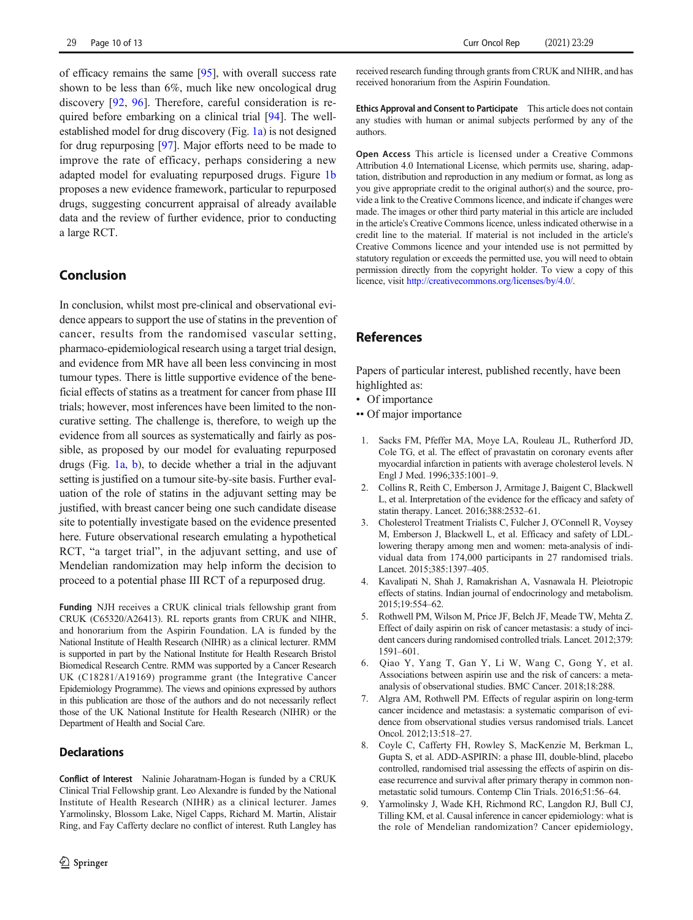of efficacy remains the same [95], with overall success rate shown to be less than 6%, much like new oncological drug discovery [92, 96]. Therefore, careful consideration is required before embarking on a clinical trial [94]. The well-established model for drug discovery (Fig. 1a) is not designed for drug repurposing [97]. Major efforts need to be made to improve the rate of efficacy, perhaps considering a new adapted model for evaluating repurposed drugs. Figure 1b proposes a new evidence framework, particular to repurposed drugs, suggesting concurrent appraisal of already available data and the review of further evidence, prior to conducting a large RCT.

## Conclusion

In conclusion, whilst most pre-clinical and observational evidence appears to support the use of statins in the prevention of cancer, results from the randomised vascular setting, pharmaco-epidemiological research using a target trial design, and evidence from MR have all been less convincing in most tumour types. There is little supportive evidence of the beneficial effects of statins as a treatment for cancer from phase III trials; however, most inferences have been limited to the non-curative setting. The challenge is, therefore, to weigh up the evidence from all sources as systematically and fairly as possible, as proposed by our model for evaluating repurposed drugs (Fig. 1a, b), to decide whether a trial in the adjuvant setting is justified on a tumour site-by-site basis. Further evaluation of the role of statins in the adjuvant setting may be justified, with breast cancer being one such candidate disease site to potentially investigate based on the evidence presented here. Future observational research emulating a hypothetical RCT, "a target trial", in the adjuvant setting, and use of Mendelian randomization may help inform the decision to proceed to a potential phase III RCT of a repurposed drug.

**Funding** NJH receives a CRUK clinical trials fellowship grant from CRUK (C65320/A26413). RL reports grants from CRUK and NIHR, and honorarium from the Aspirin Foundation. LA is funded by the National Institute of Health Research (NIHR) as a clinical lecturer. RMM is supported in part by the National Institute for Health Research Bristol Biomedical Research Centre. RMM was supported by a Cancer Research UK (C18281/A19169) programme grant (the Integrative Cancer Epidemiology Programme). The views and opinions expressed by authors in this publication are those of the authors and do not necessarily reflect those of the UK National Institute for Health Research (NIHR) or the Department of Health and Social Care.

## Declarations

**Conflict of Interest** Nalinie Joharatnam-Hogan is funded by a CRUK Clinical Trial Fellowship grant. Leo Alexandre is funded by the National Institute of Health Research (NIHR) as a clinical lecturer. James Yarmolinsky, Blossom Lake, Nigel Capps, Richard M. Martin, Alistair Ring, and Fay Cafferty declare no conflict of interest. Ruth Langley has received research funding through grants from CRUK and NIHR, and has received honorarium from the Aspirin Foundation.

**Ethics Approval and Consent to Participate** This article does not contain any studies with human or animal subjects performed by any of the authors.

**Open Access** This article is licensed under a Creative Commons Attribution 4.0 International License, which permits use, sharing, adaptation, distribution and reproduction in any medium or format, as long as you give appropriate credit to the original author(s) and the source, provide a link to the Creative Commons licence, and indicate if changes were made. The images or other third party material in this article are included in the article's Creative Commons licence, unless indicated otherwise in a credit line to the material. If material is not included in the article's Creative Commons licence and your intended use is not permitted by statutory regulation or exceeds the permitted use, you will need to obtain permission directly from the copyright holder. To view a copy of this licence, visit http://creativecommons.org/licenses/by/4.0/.

## References

Papers of particular interest, published recently, have been highlighted as:
- • Of importance
- •• Of major importance

1. Sacks FM, Pfeffer MA, Moye LA, Rouleau JL, Rutherford JD, Cole TG, et al. The effect of pravastatin on coronary events after myocardial infarction in patients with average cholesterol levels. N Engl J Med. 1996;335:1001–9.
2. Collins R, Reith C, Emberson J, Armitage J, Baigent C, Blackwell L, et al. Interpretation of the evidence for the efficacy and safety of statin therapy. Lancet. 2016;388:2532–61.
3. Cholesterol Treatment Trialists C, Fulcher J, O'Connell R, Voysey M, Emberson J, Blackwell L, et al. Efficacy and safety of LDL-lowering therapy among men and women: meta-analysis of individual data from 174,000 participants in 27 randomised trials. Lancet. 2015;385:1397–405.
4. Kavalipati N, Shah J, Ramakrishan A, Vasnawala H. Pleiotropic effects of statins. Indian journal of endocrinology and metabolism. 2015;19:554–62.
5. Rothwell PM, Wilson M, Price JF, Belch JF, Meade TW, Mehta Z. Effect of daily aspirin on risk of cancer metastasis: a study of incident cancers during randomised controlled trials. Lancet. 2012;379:1591–601.
6. Qiao Y, Yang T, Gan Y, Li W, Wang C, Gong Y, et al. Associations between aspirin use and the risk of cancers: a meta-analysis of observational studies. BMC Cancer. 2018;18:288.
7. Algra AM, Rothwell PM. Effects of regular aspirin on long-term cancer incidence and metastasis: a systematic comparison of evidence from observational studies versus randomised trials. Lancet Oncol. 2012;13:518–27.
8. Coyle C, Cafferty FH, Rowley S, MacKenzie M, Berkman L, Gupta S, et al. ADD-ASPIRIN: a phase III, double-blind, placebo controlled, randomised trial assessing the effects of aspirin on disease recurrence and survival after primary therapy in common non-metastatic solid tumours. Contemp Clin Trials. 2016;51:56–64.
9. Yarmolinsky J, Wade KH, Richmond RC, Langdon RJ, Bull CJ, Tilling KM, et al. Causal inference in cancer epidemiology: what is the role of Mendelian randomization? Cancer epidemiology,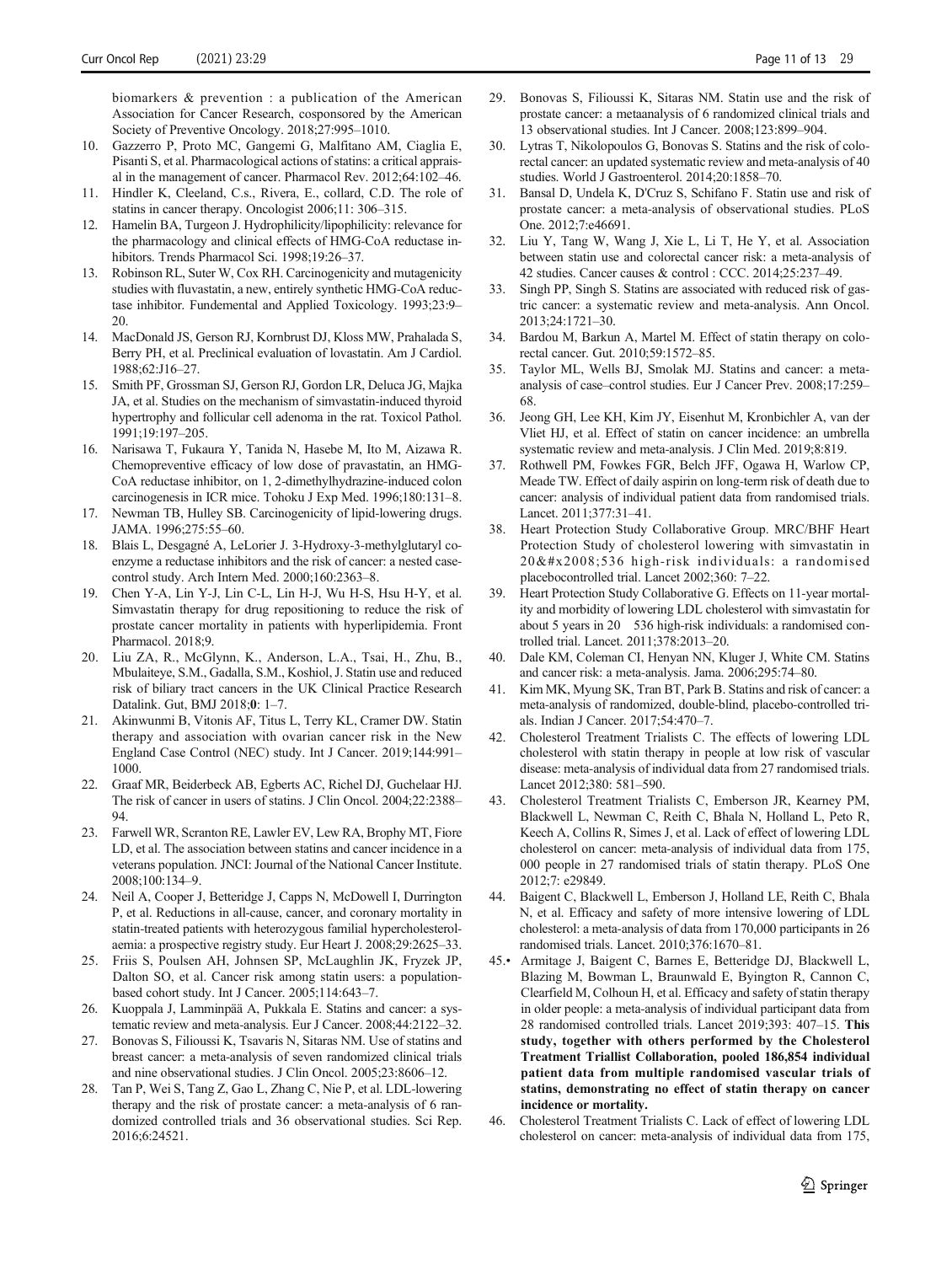biomarkers & prevention : a publication of the American Association for Cancer Research, cosponsored by the American Society of Preventive Oncology. 2018;27:995–1010.

10. Gazzerro P, Proto MC, Gangemi G, Malfitano AM, Ciaglia E, Pisanti S, et al. Pharmacological actions of statins: a critical appraisal in the management of cancer. Pharmacol Rev. 2012;64:102–46.
11. Hindler K, Cleeland, C.s., Rivera, E., collard, C.D. The role of statins in cancer therapy. Oncologist 2006;11: 306–315.
12. Hamelin BA, Turgeon J. Hydrophilicity/lipophilicity: relevance for the pharmacology and clinical effects of HMG-CoA reductase inhibitors. Trends Pharmacol Sci. 1998;19:26–37.
13. Robinson RL, Suter W, Cox RH. Carcinogenicity and mutagenicity studies with fluvastatin, a new, entirely synthetic HMG-CoA reductase inhibitor. Fundemental and Applied Toxicology. 1993;23:9–20.
14. MacDonald JS, Gerson RJ, Kornbrust DJ, Kloss MW, Prahalada S, Berry PH, et al. Preclinical evaluation of lovastatin. Am J Cardiol. 1988;62:J16–27.
15. Smith PF, Grossman SJ, Gerson RJ, Gordon LR, Deluca JG, Majka JA, et al. Studies on the mechanism of simvastatin-induced thyroid hypertrophy and follicular cell adenoma in the rat. Toxicol Pathol. 1991;19:197–205.
16. Narisawa T, Fukaura Y, Tanida N, Hasebe M, Ito M, Aizawa R. Chemopreventive efficacy of low dose of pravastatin, an HMG-CoA reductase inhibitor, on 1, 2-dimethylhydrazine-induced colon carcinogenesis in ICR mice. Tohoku J Exp Med. 1996;180:131–8.
17. Newman TB, Hulley SB. Carcinogenicity of lipid-lowering drugs. JAMA. 1996;275:55–60.
18. Blais L, Desgagné A, LeLorier J. 3-Hydroxy-3-methylglutaryl coenzyme a reductase inhibitors and the risk of cancer: a nested case-control study. Arch Intern Med. 2000;160:2363–8.
19. Chen Y-A, Lin Y-J, Lin C-L, Lin H-J, Wu H-S, Hsu H-Y, et al. Simvastatin therapy for drug repositioning to reduce the risk of prostate cancer mortality in patients with hyperlipidemia. Front Pharmacol. 2018;9.
20. Liu ZA, R., McGlynn, K., Anderson, L.A., Tsai, H., Zhu, B., Mbulaiteye, S.M., Gadalla, S.M., Koshiol, J. Statin use and reduced risk of biliary tract cancers in the UK Clinical Practice Research Datalink. Gut, BMJ 2018;**0**: 1–7.
21. Akinwunmi B, Vitonis AF, Titus L, Terry KL, Cramer DW. Statin therapy and association with ovarian cancer risk in the New England Case Control (NEC) study. Int J Cancer. 2019;144:991–1000.
22. Graaf MR, Beiderbeck AB, Egberts AC, Richel DJ, Guchelaar HJ. The risk of cancer in users of statins. J Clin Oncol. 2004;22:2388–94.
23. Farwell WR, Scranton RE, Lawler EV, Lew RA, Brophy MT, Fiore LD, et al. The association between statins and cancer incidence in a veterans population. JNCI: Journal of the National Cancer Institute. 2008;100:134–9.
24. Neil A, Cooper J, Betteridge J, Capps N, McDowell I, Durrington P, et al. Reductions in all-cause, cancer, and coronary mortality in statin-treated patients with heterozygous familial hypercholesterolaemia: a prospective registry study. Eur Heart J. 2008;29:2625–33.
25. Friis S, Poulsen AH, Johnsen SP, McLaughlin JK, Fryzek JP, Dalton SO, et al. Cancer risk among statin users: a population-based cohort study. Int J Cancer. 2005;114:643–7.
26. Kuoppala J, Lamminpää A, Pukkala E. Statins and cancer: a systematic review and meta-analysis. Eur J Cancer. 2008;44:2122–32.
27. Bonovas S, Filioussi K, Tsavaris N, Sitaras NM. Use of statins and breast cancer: a meta-analysis of seven randomized clinical trials and nine observational studies. J Clin Oncol. 2005;23:8606–12.
28. Tan P, Wei S, Tang Z, Gao L, Zhang C, Nie P, et al. LDL-lowering therapy and the risk of prostate cancer: a meta-analysis of 6 randomized controlled trials and 36 observational studies. Sci Rep. 2016;6:24521.
29. Bonovas S, Filioussi K, Sitaras NM. Statin use and the risk of prostate cancer: a metaanalysis of 6 randomized clinical trials and 13 observational studies. Int J Cancer. 2008;123:899–904.
30. Lytras T, Nikolopoulos G, Bonovas S. Statins and the risk of colorectal cancer: an updated systematic review and meta-analysis of 40 studies. World J Gastroenterol. 2014;20:1858–70.
31. Bansal D, Undela K, D'Cruz S, Schifano F. Statin use and risk of prostate cancer: a meta-analysis of observational studies. PLoS One. 2012;7:e46691.
32. Liu Y, Tang W, Wang J, Xie L, Li T, He Y, et al. Association between statin use and colorectal cancer risk: a meta-analysis of 42 studies. Cancer causes & control : CCC. 2014;25:237–49.
33. Singh PP, Singh S. Statins are associated with reduced risk of gastric cancer: a systematic review and meta-analysis. Ann Oncol. 2013;24:1721–30.
34. Bardou M, Barkun A, Martel M. Effect of statin therapy on colorectal cancer. Gut. 2010;59:1572–85.
35. Taylor ML, Wells BJ, Smolak MJ. Statins and cancer: a meta-analysis of case–control studies. Eur J Cancer Prev. 2008;17:259–68.
36. Jeong GH, Lee KH, Kim JY, Eisenhut M, Kronbichler A, van der Vliet HJ, et al. Effect of statin on cancer incidence: an umbrella systematic review and meta-analysis. J Clin Med. 2019;8:819.
37. Rothwell PM, Fowkes FGR, Belch JFF, Ogawa H, Warlow CP, Meade TW. Effect of daily aspirin on long-term risk of death due to cancer: analysis of individual patient data from randomised trials. Lancet. 2011;377:31–41.
38. Heart Protection Study Collaborative Group. MRC/BHF Heart Protection Study of cholesterol lowering with simvastatin in 20&#x2008;536 high-risk individuals: a randomised placebocontrolled trial. Lancet 2002;360: 7–22.
39. Heart Protection Study Collaborative G. Effects on 11-year mortality and morbidity of lowering LDL cholesterol with simvastatin for about 5 years in 20 536 high-risk individuals: a randomised controlled trial. Lancet. 2011;378:2013–20.
40. Dale KM, Coleman CI, Henyan NN, Kluger J, White CM. Statins and cancer risk: a meta-analysis. Jama. 2006;295:74–80.
41. Kim MK, Myung SK, Tran BT, Park B. Statins and risk of cancer: a meta-analysis of randomized, double-blind, placebo-controlled trials. Indian J Cancer. 2017;54:470–7.
42. Cholesterol Treatment Trialists C. The effects of lowering LDL cholesterol with statin therapy in people at low risk of vascular disease: meta-analysis of individual data from 27 randomised trials. Lancet 2012;380: 581–590.
43. Cholesterol Treatment Trialists C, Emberson JR, Kearney PM, Blackwell L, Newman C, Reith C, Bhala N, Holland L, Peto R, Keech A, Collins R, Simes J, et al. Lack of effect of lowering LDL cholesterol on cancer: meta-analysis of individual data from 175, 000 people in 27 randomised trials of statin therapy. PLoS One 2012;7: e29849.
44. Baigent C, Blackwell L, Emberson J, Holland LE, Reith C, Bhala N, et al. Efficacy and safety of more intensive lowering of LDL cholesterol: a meta-analysis of data from 170,000 participants in 26 randomised trials. Lancet. 2010;376:1670–81.
45.• Armitage J, Baigent C, Barnes E, Betteridge DJ, Blackwell L, Blazing M, Bowman L, Braunwald E, Byington R, Cannon C, Clearfield M, Colhoun H, et al. Efficacy and safety of statin therapy in older people: a meta-analysis of individual participant data from 28 randomised controlled trials. Lancet 2019;393: 407–15. **This study, together with others performed by the Cholesterol Treatment Triallist Collaboration, pooled 186,854 individual patient data from multiple randomised vascular trials of statins, demonstrating no effect of statin therapy on cancer incidence or mortality.**
46. Cholesterol Treatment Trialists C. Lack of effect of lowering LDL cholesterol on cancer: meta-analysis of individual data from 175,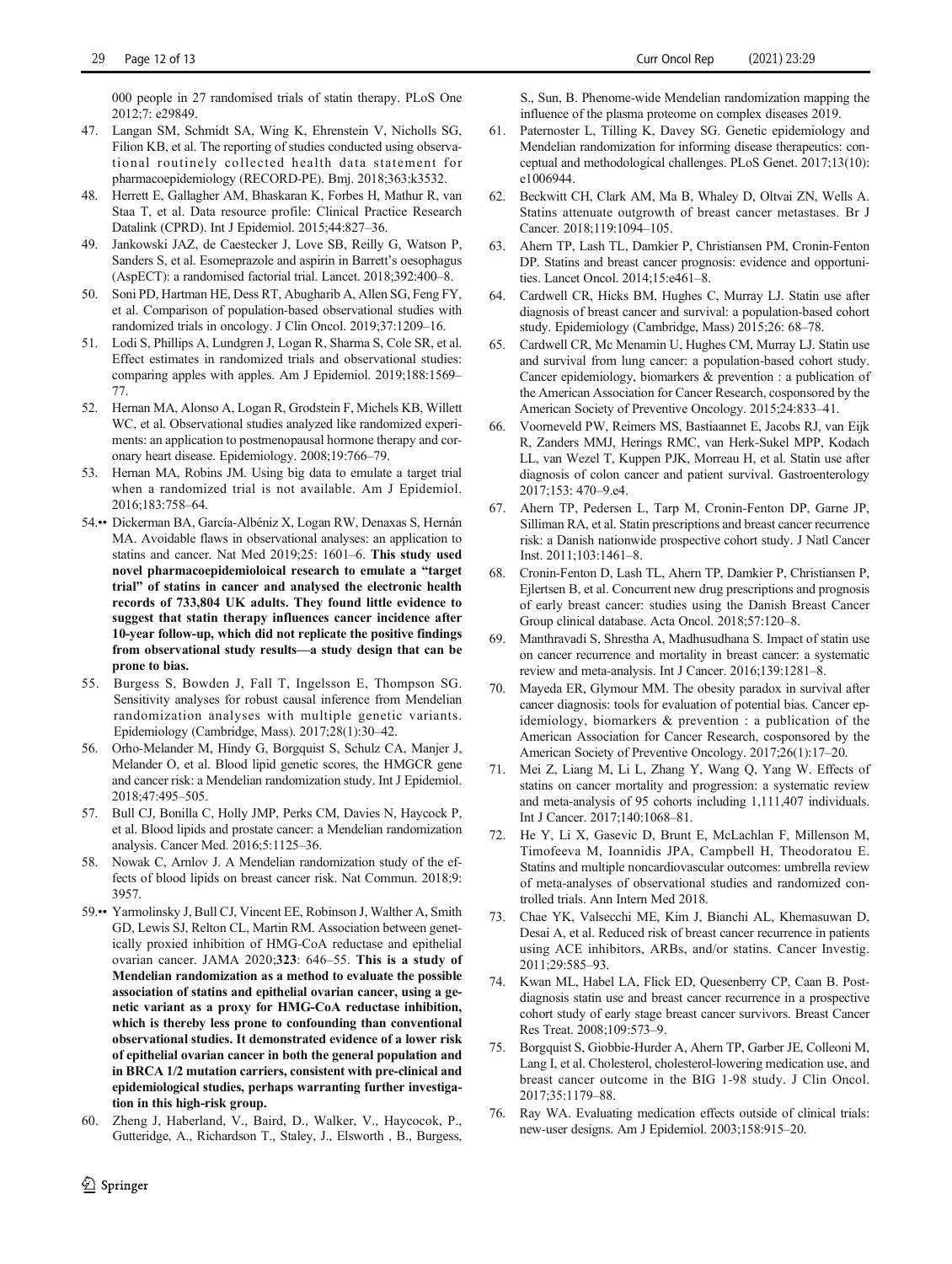000 people in 27 randomised trials of statin therapy. PLoS One 2012;7: e29849.

47. Langan SM, Schmidt SA, Wing K, Ehrenstein V, Nicholls SG, Filion KB, et al. The reporting of studies conducted using observational routinely collected health data statement for pharmacoepidemiology (RECORD-PE). Bmj. 2018;363:k3532.
48. Herrett E, Gallagher AM, Bhaskaran K, Forbes H, Mathur R, van Staa T, et al. Data resource profile: Clinical Practice Research Datalink (CPRD). Int J Epidemiol. 2015;44:827–36.
49. Jankowski JAZ, de Caestecker J, Love SB, Reilly G, Watson P, Sanders S, et al. Esomeprazole and aspirin in Barrett's oesophagus (AspECT): a randomised factorial trial. Lancet. 2018;392:400–8.
50. Soni PD, Hartman HE, Dess RT, Abugharib A, Allen SG, Feng FY, et al. Comparison of population-based observational studies with randomized trials in oncology. J Clin Oncol. 2019;37:1209–16.
51. Lodi S, Phillips A, Lundgren J, Logan R, Sharma S, Cole SR, et al. Effect estimates in randomized trials and observational studies: comparing apples with apples. Am J Epidemiol. 2019;188:1569–77.
52. Hernan MA, Alonso A, Logan R, Grodstein F, Michels KB, Willett WC, et al. Observational studies analyzed like randomized experiments: an application to postmenopausal hormone therapy and coronary heart disease. Epidemiology. 2008;19:766–79.
53. Hernan MA, Robins JM. Using big data to emulate a target trial when a randomized trial is not available. Am J Epidemiol. 2016;183:758–64.
54.•• Dickerman BA, García-Albéniz X, Logan RW, Denaxas S, Hernán MA. Avoidable flaws in observational analyses: an application to statins and cancer. Nat Med 2019;25: 1601–6. **This study used novel pharmacoepidemiololoical research to emulate a "target trial" of statins in cancer and analysed the electronic health records of 733,804 UK adults. They found little evidence to suggest that statin therapy influences cancer incidence after 10-year follow-up, which did not replicate the positive findings from observational study results—a study design that can be prone to bias.**
55. Burgess S, Bowden J, Fall T, Ingelsson E, Thompson SG. Sensitivity analyses for robust causal inference from Mendelian randomization analyses with multiple genetic variants. Epidemiology (Cambridge, Mass). 2017;28(1):30–42.
56. Orho-Melander M, Hindy G, Borgquist S, Schulz CA, Manjer J, Melander O, et al. Blood lipid genetic scores, the HMGCR gene and cancer risk: a Mendelian randomization study. Int J Epidemiol. 2018;47:495–505.
57. Bull CJ, Bonilla C, Holly JMP, Perks CM, Davies N, Haycock P, et al. Blood lipids and prostate cancer: a Mendelian randomization analysis. Cancer Med. 2016;5:1125–36.
58. Nowak C, Arnlov J. A Mendelian randomization study of the effects of blood lipids on breast cancer risk. Nat Commun. 2018;9: 3957.
59.•• Yarmolinsky J, Bull CJ, Vincent EE, Robinson J, Walther A, Smith GD, Lewis SJ, Relton CL, Martin RM. Association between genetically proxied inhibition of HMG-CoA reductase and epithelial ovarian cancer. JAMA 2020;**323**: 646–55. **This is a study of Mendelian randomization as a method to evaluate the possible association of statins and epithelial ovarian cancer, using a genetic variant as a proxy for HMG-CoA reductase inhibition, which is thereby less prone to confounding than conventional observational studies. It demonstrated evidence of a lower risk of epithelial ovarian cancer in both the general population and in BRCA 1/2 mutation carriers, consistent with pre-clinical and epidemiological studies, perhaps warranting further investigation in this high-risk group.**
60. Zheng J, Haberland, V., Baird, D., Walker, V., Haycocok, P., Gutteridge, A., Richardson T., Staley, J., Elsworth , B., Burgess, S., Sun, B. Phenome-wide Mendelian randomization mapping the influence of the plasma proteome on complex diseases 2019.
61. Paternoster L, Tilling K, Davey SG. Genetic epidemiology and Mendelian randomization for informing disease therapeutics: conceptual and methodological challenges. PLoS Genet. 2017;13(10): e1006944.
62. Beckwitt CH, Clark AM, Ma B, Whaley D, Oltvai ZN, Wells A. Statins attenuate outgrowth of breast cancer metastases. Br J Cancer. 2018;119:1094–105.
63. Ahern TP, Lash TL, Damkier P, Christiansen PM, Cronin-Fenton DP. Statins and breast cancer prognosis: evidence and opportunities. Lancet Oncol. 2014;15:e461–8.
64. Cardwell CR, Hicks BM, Hughes C, Murray LJ. Statin use after diagnosis of breast cancer and survival: a population-based cohort study. Epidemiology (Cambridge, Mass) 2015;26: 68–78.
65. Cardwell CR, Mc Menamin U, Hughes CM, Murray LJ. Statin use and survival from lung cancer: a population-based cohort study. Cancer epidemiology, biomarkers & prevention : a publication of the American Association for Cancer Research, cosponsored by the American Society of Preventive Oncology. 2015;24:833–41.
66. Voorneveld PW, Reimers MS, Bastiaannet E, Jacobs RJ, van Eijk R, Zanders MMJ, Herings RMC, van Herk-Sukel MPP, Kodach LL, van Wezel T, Kuppen PJK, Morreau H, et al. Statin use after diagnosis of colon cancer and patient survival. Gastroenterology 2017;153: 470–9.e4.
67. Ahern TP, Pedersen L, Tarp M, Cronin-Fenton DP, Garne JP, Silliman RA, et al. Statin prescriptions and breast cancer recurrence risk: a Danish nationwide prospective cohort study. J Natl Cancer Inst. 2011;103:1461–8.
68. Cronin-Fenton D, Lash TL, Ahern TP, Damkier P, Christiansen P, Ejlertsen B, et al. Concurrent new drug prescriptions and prognosis of early breast cancer: studies using the Danish Breast Cancer Group clinical database. Acta Oncol. 2018;57:120–8.
69. Manthravadi S, Shrestha A, Madhusudhana S. Impact of statin use on cancer recurrence and mortality in breast cancer: a systematic review and meta-analysis. Int J Cancer. 2016;139:1281–8.
70. Mayeda ER, Glymour MM. The obesity paradox in survival after cancer diagnosis: tools for evaluation of potential bias. Cancer epidemiology, biomarkers & prevention : a publication of the American Association for Cancer Research, cosponsored by the American Society of Preventive Oncology. 2017;26(1):17–20.
71. Mei Z, Liang M, Li L, Zhang Y, Wang Q, Yang W. Effects of statins on cancer mortality and progression: a systematic review and meta-analysis of 95 cohorts including 1,111,407 individuals. Int J Cancer. 2017;140:1068–81.
72. He Y, Li X, Gasevic D, Brunt E, McLachlan F, Millenson M, Timofeeva M, Ioannidis JPA, Campbell H, Theodoratou E. Statins and multiple noncardiovascular outcomes: umbrella review of meta-analyses of observational studies and randomized controlled trials. Ann Intern Med 2018.
73. Chae YK, Valsecchi ME, Kim J, Bianchi AL, Khemasuwan D, Desai A, et al. Reduced risk of breast cancer recurrence in patients using ACE inhibitors, ARBs, and/or statins. Cancer Investig. 2011;29:585–93.
74. Kwan ML, Habel LA, Flick ED, Quesenberry CP, Caan B. Post-diagnosis statin use and breast cancer recurrence in a prospective cohort study of early stage breast cancer survivors. Breast Cancer Res Treat. 2008;109:573–9.
75. Borgquist S, Giobbie-Hurder A, Ahern TP, Garber JE, Colleoni M, Lang I, et al. Cholesterol, cholesterol-lowering medication use, and breast cancer outcome in the BIG 1-98 study. J Clin Oncol. 2017;35:1179–88.
76. Ray WA. Evaluating medication effects outside of clinical trials: new-user designs. Am J Epidemiol. 2003;158:915–20.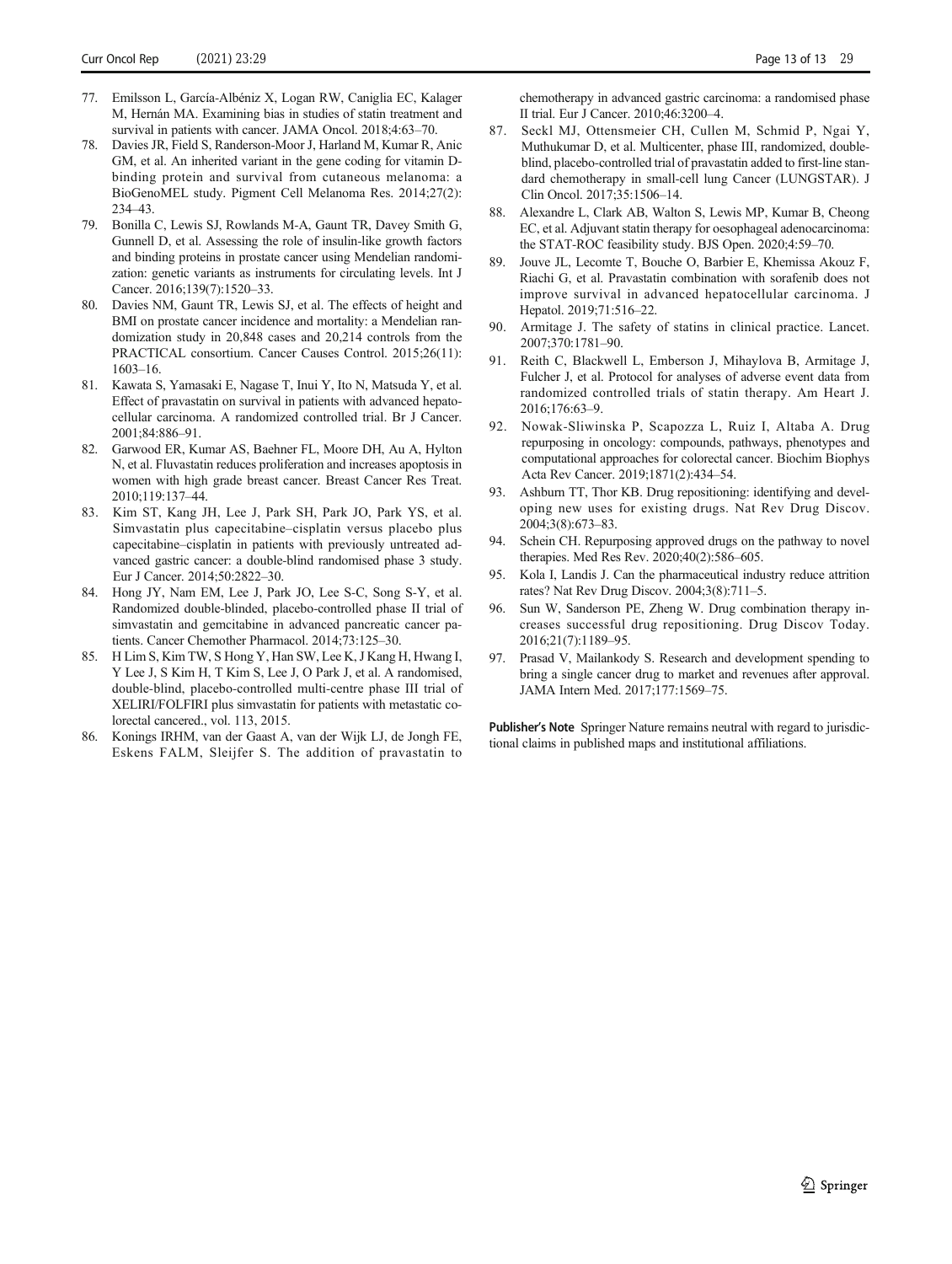77. Emilsson L, García-Albéniz X, Logan RW, Caniglia EC, Kalager M, Hernán MA. Examining bias in studies of statin treatment and survival in patients with cancer. JAMA Oncol. 2018;4:63–70.
78. Davies JR, Field S, Randerson-Moor J, Harland M, Kumar R, Anic GM, et al. An inherited variant in the gene coding for vitamin D-binding protein and survival from cutaneous melanoma: a BioGenoMEL study. Pigment Cell Melanoma Res. 2014;27(2): 234–43.
79. Bonilla C, Lewis SJ, Rowlands M-A, Gaunt TR, Davey Smith G, Gunnell D, et al. Assessing the role of insulin-like growth factors and binding proteins in prostate cancer using Mendelian randomization: genetic variants as instruments for circulating levels. Int J Cancer. 2016;139(7):1520–33.
80. Davies NM, Gaunt TR, Lewis SJ, et al. The effects of height and BMI on prostate cancer incidence and mortality: a Mendelian randomization study in 20,848 cases and 20,214 controls from the PRACTICAL consortium. Cancer Causes Control. 2015;26(11): 1603–16.
81. Kawata S, Yamasaki E, Nagase T, Inui Y, Ito N, Matsuda Y, et al. Effect of pravastatin on survival in patients with advanced hepatocellular carcinoma. A randomized controlled trial. Br J Cancer. 2001;84:886–91.
82. Garwood ER, Kumar AS, Baehner FL, Moore DH, Au A, Hylton N, et al. Fluvastatin reduces proliferation and increases apoptosis in women with high grade breast cancer. Breast Cancer Res Treat. 2010;119:137–44.
83. Kim ST, Kang JH, Lee J, Park SH, Park JO, Park YS, et al. Simvastatin plus capecitabine–cisplatin versus placebo plus capecitabine–cisplatin in patients with previously untreated advanced gastric cancer: a double-blind randomised phase 3 study. Eur J Cancer. 2014;50:2822–30.
84. Hong JY, Nam EM, Lee J, Park JO, Lee S-C, Song S-Y, et al. Randomized double-blinded, placebo-controlled phase II trial of simvastatin and gemcitabine in advanced pancreatic cancer patients. Cancer Chemother Pharmacol. 2014;73:125–30.
85. H Lim S, Kim TW, S Hong Y, Han SW, Lee K, J Kang H, Hwang I, Y Lee J, S Kim H, T Kim S, Lee J, O Park J, et al. A randomised, double-blind, placebo-controlled multi-centre phase III trial of XELIRI/FOLFIRI plus simvastatin for patients with metastatic colorectal cancered., vol. 113, 2015.
86. Konings IRHM, van der Gaast A, van der Wijk LJ, de Jongh FE, Eskens FALM, Sleijfer S. The addition of pravastatin to chemotherapy in advanced gastric carcinoma: a randomised phase II trial. Eur J Cancer. 2010;46:3200–4.
87. Seckl MJ, Ottensmeier CH, Cullen M, Schmid P, Ngai Y, Muthukumar D, et al. Multicenter, phase III, randomized, double-blind, placebo-controlled trial of pravastatin added to first-line standard chemotherapy in small-cell lung Cancer (LUNGSTAR). J Clin Oncol. 2017;35:1506–14.
88. Alexandre L, Clark AB, Walton S, Lewis MP, Kumar B, Cheong EC, et al. Adjuvant statin therapy for oesophageal adenocarcinoma: the STAT-ROC feasibility study. BJS Open. 2020;4:59–70.
89. Jouve JL, Lecomte T, Bouche O, Barbier E, Khemissa Akouz F, Riachi G, et al. Pravastatin combination with sorafenib does not improve survival in advanced hepatocellular carcinoma. J Hepatol. 2019;71:516–22.
90. Armitage J. The safety of statins in clinical practice. Lancet. 2007;370:1781–90.
91. Reith C, Blackwell L, Emberson J, Mihaylova B, Armitage J, Fulcher J, et al. Protocol for analyses of adverse event data from randomized controlled trials of statin therapy. Am Heart J. 2016;176:63–9.
92. Nowak-Sliwinska P, Scapozza L, Ruiz I, Altaba A. Drug repurposing in oncology: compounds, pathways, phenotypes and computational approaches for colorectal cancer. Biochim Biophys Acta Rev Cancer. 2019;1871(2):434–54.
93. Ashburn TT, Thor KB. Drug repositioning: identifying and developing new uses for existing drugs. Nat Rev Drug Discov. 2004;3(8):673–83.
94. Schein CH. Repurposing approved drugs on the pathway to novel therapies. Med Res Rev. 2020;40(2):586–605.
95. Kola I, Landis J. Can the pharmaceutical industry reduce attrition rates? Nat Rev Drug Discov. 2004;3(8):711–5.
96. Sun W, Sanderson PE, Zheng W. Drug combination therapy increases successful drug repositioning. Drug Discov Today. 2016;21(7):1189–95.
97. Prasad V, Mailankody S. Research and development spending to bring a single cancer drug to market and revenues after approval. JAMA Intern Med. 2017;177:1569–75.

**Publisher's Note** Springer Nature remains neutral with regard to jurisdictional claims in published maps and institutional affiliations.